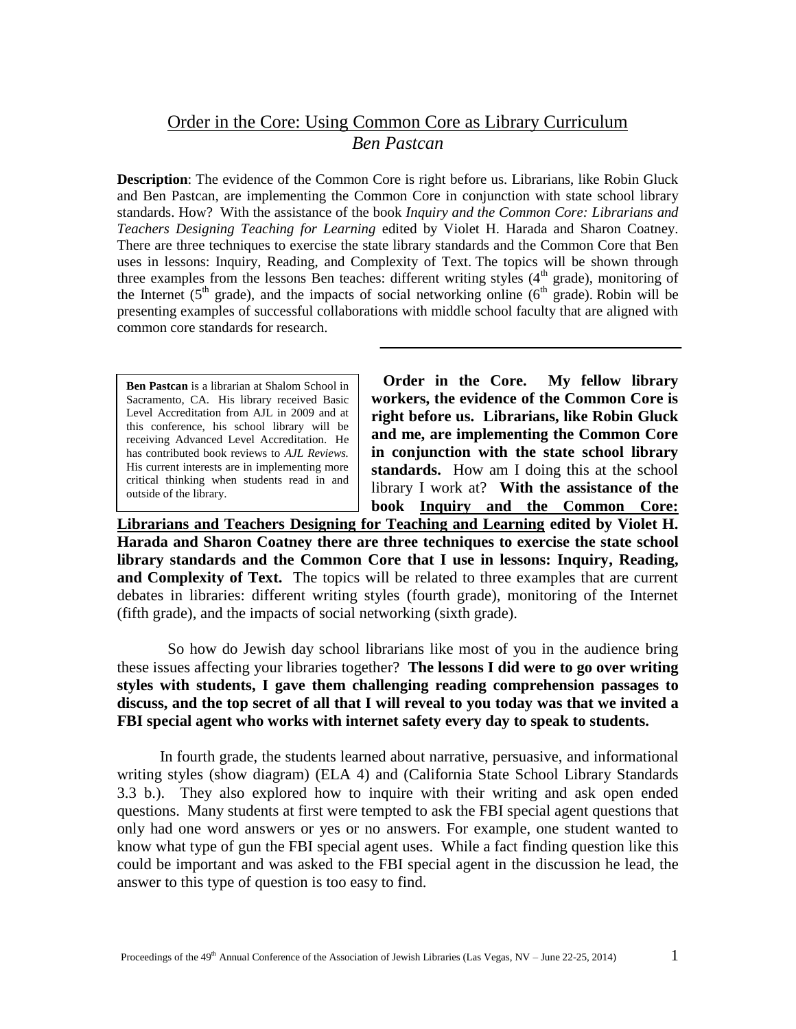# Order in the Core: Using Common Core as Library Curriculum

*Ben Pastcan*

**Description**: The evidence of the Common Core is right before us. Librarians, like Robin Gluck and Ben Pastcan, are implementing the Common Core in conjunction with state school library standards. How? With the assistance of the book *Inquiry and the Common Core: Librarians and Teachers Designing Teaching for Learning* edited by Violet H. Harada and Sharon Coatney. There are three techniques to exercise the state library standards and the Common Core that Ben uses in lessons: Inquiry, Reading, and Complexity of Text. The topics will be shown through three examples from the lessons Ben teaches: different writing styles (4th grade), monitoring of the Internet (5th grade), and the impacts of social networking online (6th grade). Robin will be presenting examples of successful collaborations with middle school faculty that are aligned with common core standards for research.

---

> **Ben Pastcan** is a librarian at Shalom School in Sacramento, CA. His library received Basic Level Accreditation from AJL in 2009 and at this conference, his school library will be receiving Advanced Level Accreditation. He has contributed book reviews to *AJL Reviews.* His current interests are in implementing more critical thinking when students read in and outside of the library.

**Order in the Core. My fellow library workers, the evidence of the Common Core is right before us. Librarians, like Robin Gluck and me, are implementing the Common Core in conjunction with the state school library standards.** How am I doing this at the school library I work at? **With the assistance of the book <u>Inquiry and the Common Core: Librarians and Teachers Designing for Teaching and Learning</u> edited by Violet H. Harada and Sharon Coatney there are three techniques to exercise the state school library standards and the Common Core that I use in lessons: Inquiry, Reading, and Complexity of Text.** The topics will be related to three examples that are current debates in libraries: different writing styles (fourth grade), monitoring of the Internet (fifth grade), and the impacts of social networking (sixth grade).

So how do Jewish day school librarians like most of you in the audience bring these issues affecting your libraries together? **The lessons I did were to go over writing styles with students, I gave them challenging reading comprehension passages to discuss, and the top secret of all that I will reveal to you today was that we invited a FBI special agent who works with internet safety every day to speak to students.**

In fourth grade, the students learned about narrative, persuasive, and informational writing styles (show diagram) (ELA 4) and (California State School Library Standards 3.3 b.). They also explored how to inquire with their writing and ask open ended questions. Many students at first were tempted to ask the FBI special agent questions that only had one word answers or yes or no answers. For example, one student wanted to know what type of gun the FBI special agent uses. While a fact finding question like this could be important and was asked to the FBI special agent in the discussion he lead, the answer to this type of question is too easy to find.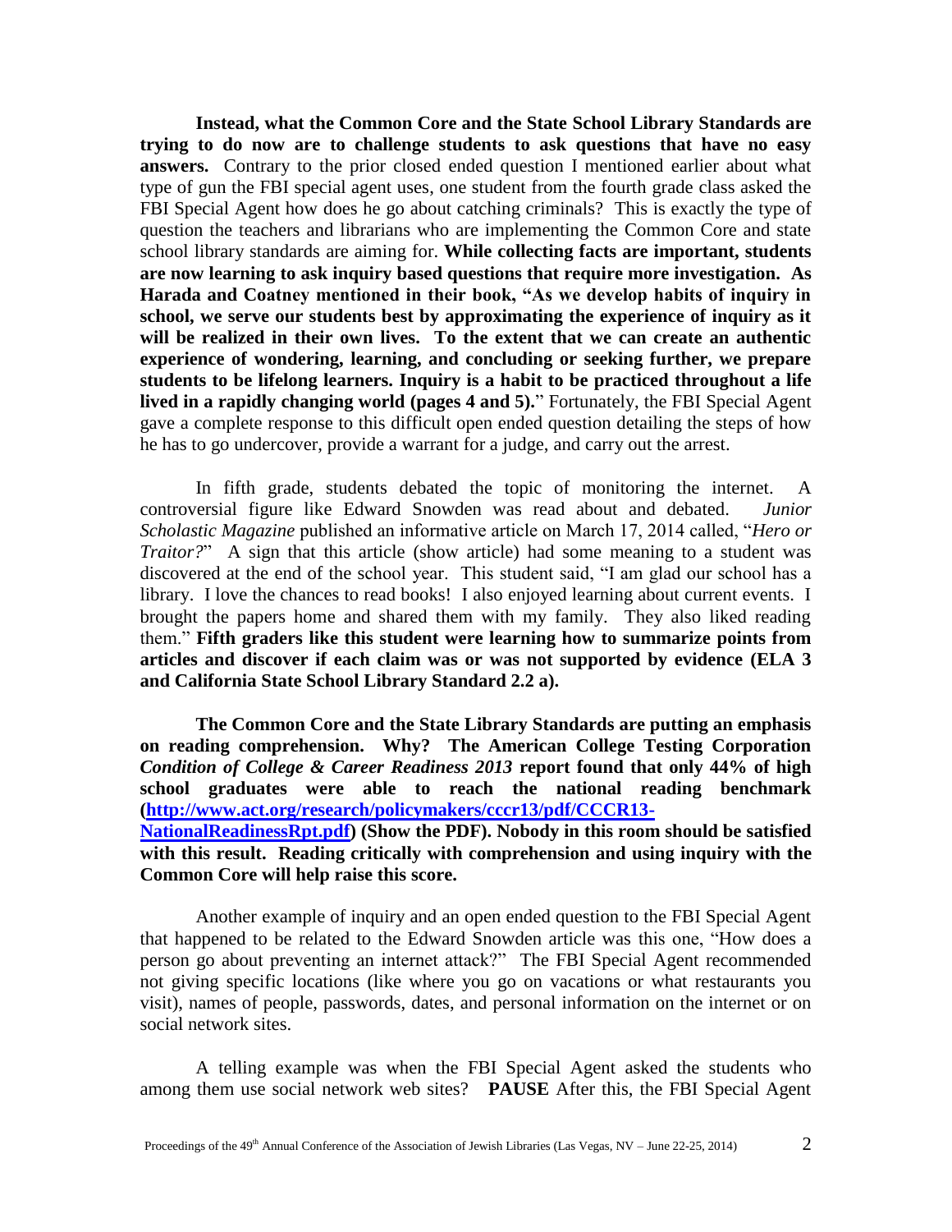**Instead, what the Common Core and the State School Library Standards are trying to do now are to challenge students to ask questions that have no easy answers.** Contrary to the prior closed ended question I mentioned earlier about what type of gun the FBI special agent uses, one student from the fourth grade class asked the FBI Special Agent how does he go about catching criminals? This is exactly the type of question the teachers and librarians who are implementing the Common Core and state school library standards are aiming for. **While collecting facts are important, students are now learning to ask inquiry based questions that require more investigation. As Harada and Coatney mentioned in their book, "As we develop habits of inquiry in school, we serve our students best by approximating the experience of inquiry as it will be realized in their own lives. To the extent that we can create an authentic experience of wondering, learning, and concluding or seeking further, we prepare students to be lifelong learners. Inquiry is a habit to be practiced throughout a life lived in a rapidly changing world (pages 4 and 5).**" Fortunately, the FBI Special Agent gave a complete response to this difficult open ended question detailing the steps of how he has to go undercover, provide a warrant for a judge, and carry out the arrest.

In fifth grade, students debated the topic of monitoring the internet. A controversial figure like Edward Snowden was read about and debated. *Junior Scholastic Magazine* published an informative article on March 17, 2014 called, "*Hero or Traitor?*" A sign that this article (show article) had some meaning to a student was discovered at the end of the school year. This student said, "I am glad our school has a library. I love the chances to read books! I also enjoyed learning about current events. I brought the papers home and shared them with my family. They also liked reading them." **Fifth graders like this student were learning how to summarize points from articles and discover if each claim was or was not supported by evidence (ELA 3 and California State School Library Standard 2.2 a).**

**The Common Core and the State Library Standards are putting an emphasis on reading comprehension. Why? The American College Testing Corporation *Condition of College & Career Readiness 2013* report found that only 44% of high school graduates were able to reach the national reading benchmark ([http://www.act.org/research/policymakers/cccr13/pdf/CCCR13-NationalReadinessRpt.pdf](http://www.act.org/research/policymakers/cccr13/pdf/CCCR13-NationalReadinessRpt.pdf)) (Show the PDF). Nobody in this room should be satisfied with this result. Reading critically with comprehension and using inquiry with the Common Core will help raise this score.**

Another example of inquiry and an open ended question to the FBI Special Agent that happened to be related to the Edward Snowden article was this one, "How does a person go about preventing an internet attack?" The FBI Special Agent recommended not giving specific locations (like where you go on vacations or what restaurants you visit), names of people, passwords, dates, and personal information on the internet or on social network sites.

A telling example was when the FBI Special Agent asked the students who among them use social network web sites? **PAUSE** After this, the FBI Special Agent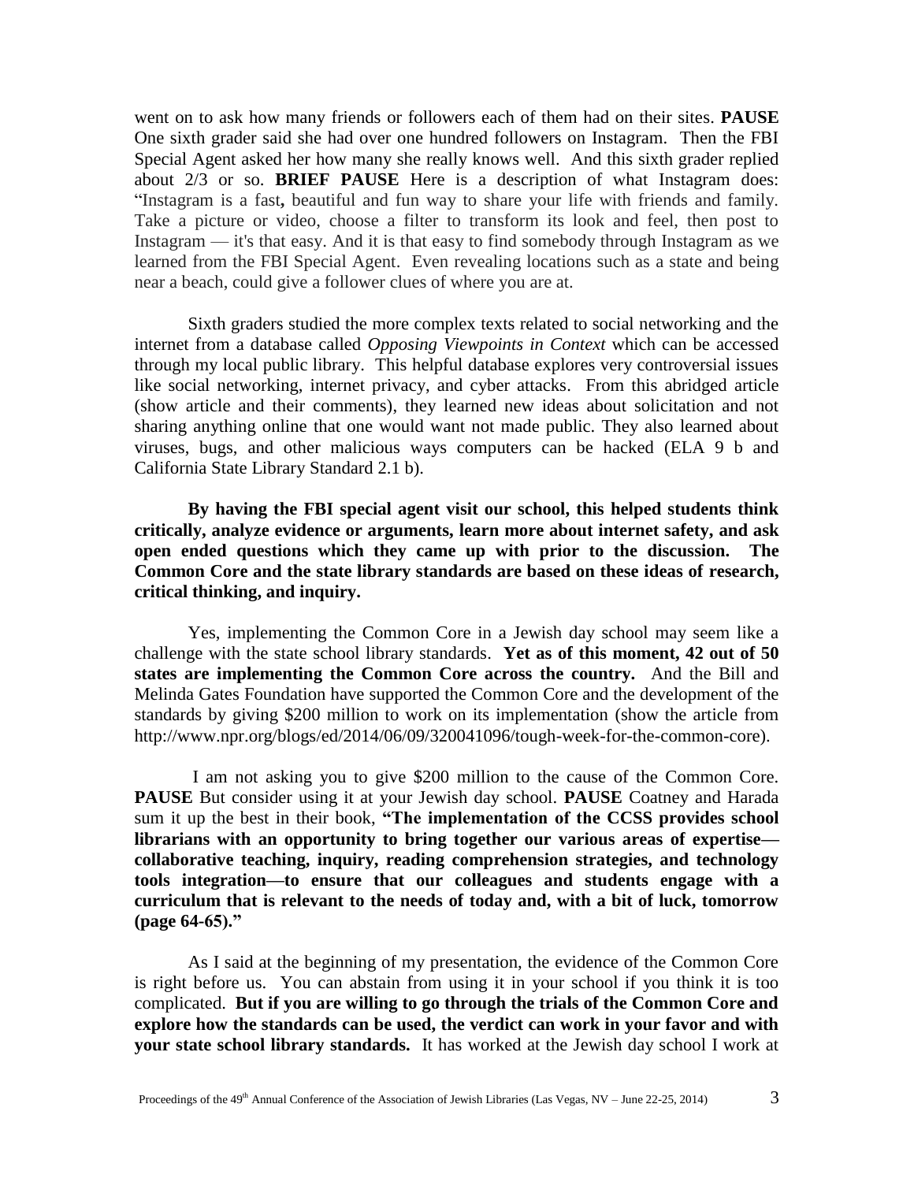went on to ask how many friends or followers each of them had on their sites. **PAUSE** One sixth grader said she had over one hundred followers on Instagram. Then the FBI Special Agent asked her how many she really knows well. And this sixth grader replied about 2/3 or so. **BRIEF PAUSE** Here is a description of what Instagram does: "Instagram is a fast**,** beautiful and fun way to share your life with friends and family. Take a picture or video, choose a filter to transform its look and feel, then post to Instagram — it's that easy. And it is that easy to find somebody through Instagram as we learned from the FBI Special Agent. Even revealing locations such as a state and being near a beach, could give a follower clues of where you are at.

Sixth graders studied the more complex texts related to social networking and the internet from a database called *Opposing Viewpoints in Context* which can be accessed through my local public library. This helpful database explores very controversial issues like social networking, internet privacy, and cyber attacks. From this abridged article (show article and their comments), they learned new ideas about solicitation and not sharing anything online that one would want not made public. They also learned about viruses, bugs, and other malicious ways computers can be hacked (ELA 9 b and California State Library Standard 2.1 b).

**By having the FBI special agent visit our school, this helped students think critically, analyze evidence or arguments, learn more about internet safety, and ask open ended questions which they came up with prior to the discussion. The Common Core and the state library standards are based on these ideas of research, critical thinking, and inquiry.**

Yes, implementing the Common Core in a Jewish day school may seem like a challenge with the state school library standards. **Yet as of this moment, 42 out of 50 states are implementing the Common Core across the country.** And the Bill and Melinda Gates Foundation have supported the Common Core and the development of the standards by giving $200 million to work on its implementation (show the article from http://www.npr.org/blogs/ed/2014/06/09/320041096/tough-week-for-the-common-core).

I am not asking you to give $200 million to the cause of the Common Core. **PAUSE** But consider using it at your Jewish day school. **PAUSE** Coatney and Harada sum it up the best in their book, **"The implementation of the CCSS provides school librarians with an opportunity to bring together our various areas of expertise—collaborative teaching, inquiry, reading comprehension strategies, and technology tools integration—to ensure that our colleagues and students engage with a curriculum that is relevant to the needs of today and, with a bit of luck, tomorrow (page 64-65)."**

As I said at the beginning of my presentation, the evidence of the Common Core is right before us. You can abstain from using it in your school if you think it is too complicated. **But if you are willing to go through the trials of the Common Core and explore how the standards can be used, the verdict can work in your favor and with your state school library standards.** It has worked at the Jewish day school I work at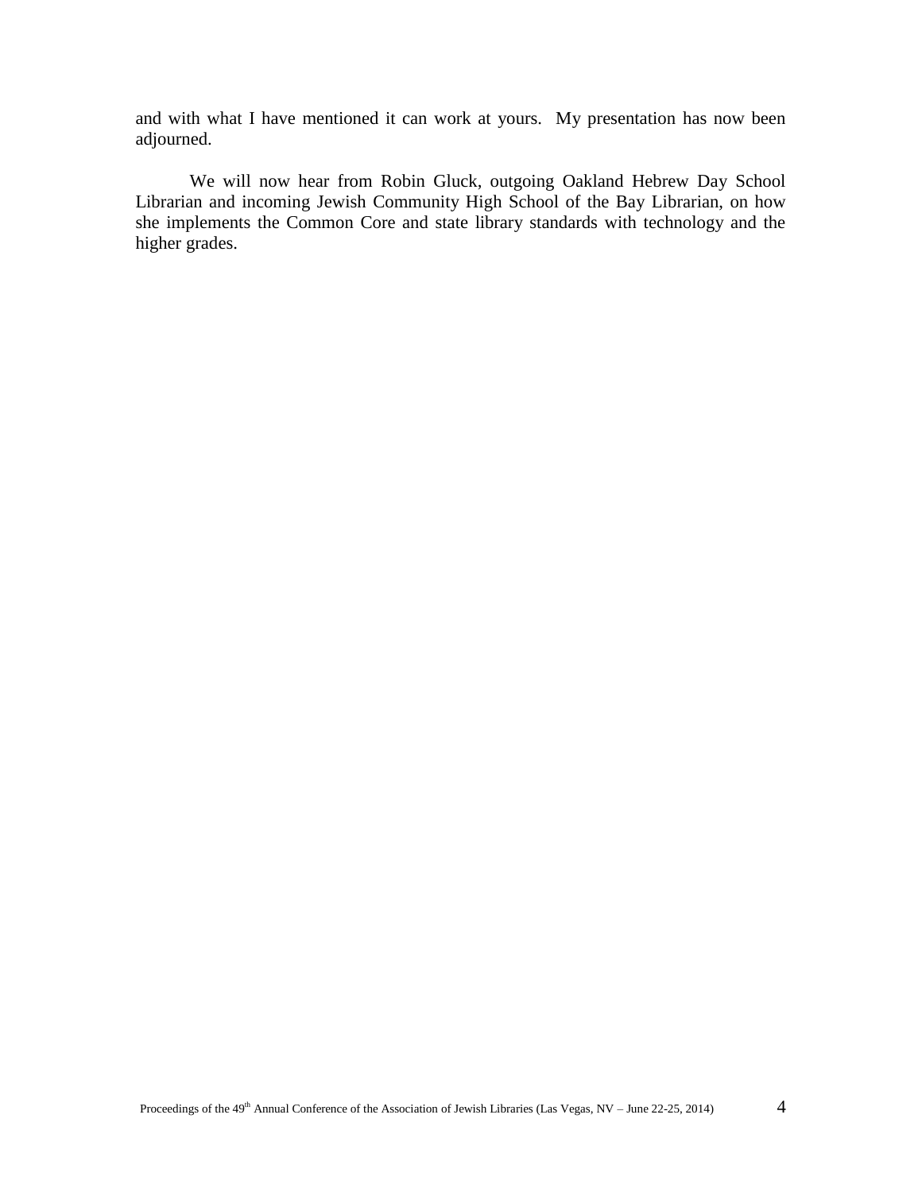and with what I have mentioned it can work at yours. My presentation has now been adjourned.

We will now hear from Robin Gluck, outgoing Oakland Hebrew Day School Librarian and incoming Jewish Community High School of the Bay Librarian, on how she implements the Common Core and state library standards with technology and the higher grades.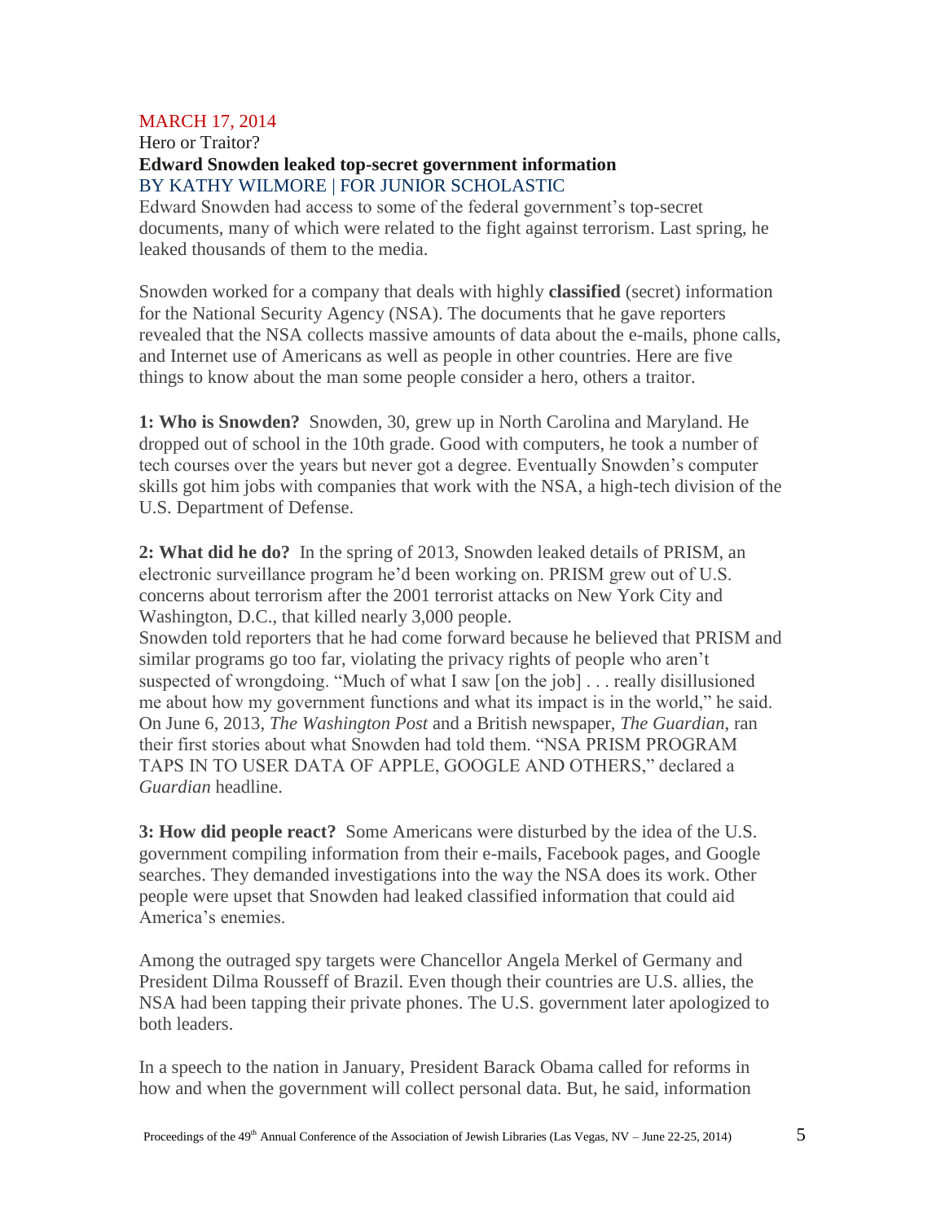MARCH 17, 2014

Hero or Traitor?

**Edward Snowden leaked top-secret government information**

BY KATHY WILMORE | FOR JUNIOR SCHOLASTIC

Edward Snowden had access to some of the federal government's top-secret documents, many of which were related to the fight against terrorism. Last spring, he leaked thousands of them to the media.

Snowden worked for a company that deals with highly **classified** (secret) information for the National Security Agency (NSA). The documents that he gave reporters revealed that the NSA collects massive amounts of data about the e-mails, phone calls, and Internet use of Americans as well as people in other countries. Here are five things to know about the man some people consider a hero, others a traitor.

**1: Who is Snowden?** Snowden, 30, grew up in North Carolina and Maryland. He dropped out of school in the 10th grade. Good with computers, he took a number of tech courses over the years but never got a degree. Eventually Snowden's computer skills got him jobs with companies that work with the NSA, a high-tech division of the U.S. Department of Defense.

**2: What did he do?** In the spring of 2013, Snowden leaked details of PRISM, an electronic surveillance program he'd been working on. PRISM grew out of U.S. concerns about terrorism after the 2001 terrorist attacks on New York City and Washington, D.C., that killed nearly 3,000 people.

Snowden told reporters that he had come forward because he believed that PRISM and similar programs go too far, violating the privacy rights of people who aren't suspected of wrongdoing. "Much of what I saw [on the job] . . . really disillusioned me about how my government functions and what its impact is in the world," he said. On June 6, 2013, *The Washington Post* and a British newspaper, *The Guardian*, ran their first stories about what Snowden had told them. "NSA PRISM PROGRAM TAPS IN TO USER DATA OF APPLE, GOOGLE AND OTHERS," declared a *Guardian* headline.

**3: How did people react?** Some Americans were disturbed by the idea of the U.S. government compiling information from their e-mails, Facebook pages, and Google searches. They demanded investigations into the way the NSA does its work. Other people were upset that Snowden had leaked classified information that could aid America's enemies.

Among the outraged spy targets were Chancellor Angela Merkel of Germany and President Dilma Rousseff of Brazil. Even though their countries are U.S. allies, the NSA had been tapping their private phones. The U.S. government later apologized to both leaders.

In a speech to the nation in January, President Barack Obama called for reforms in how and when the government will collect personal data. But, he said, information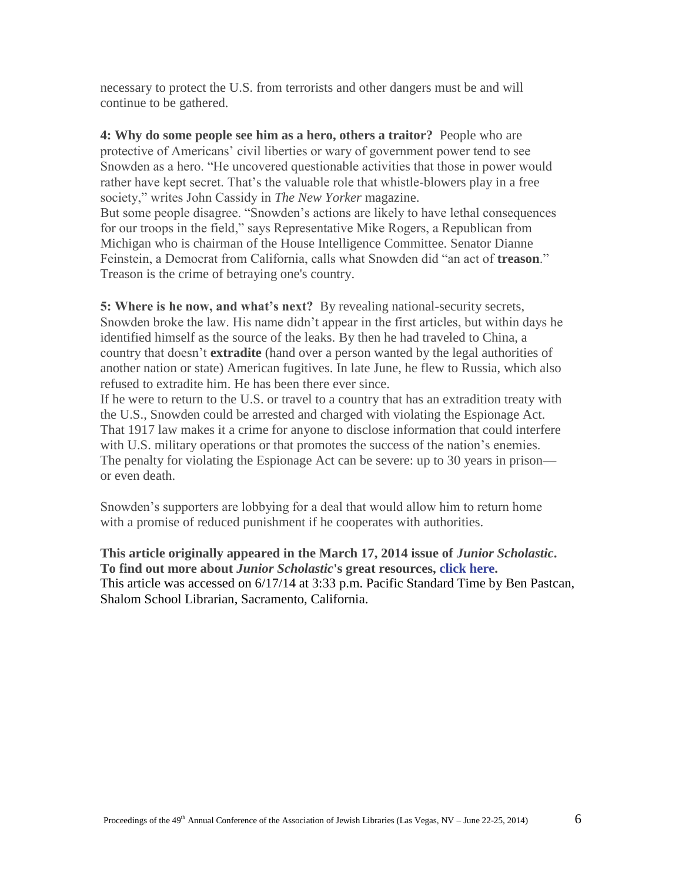necessary to protect the U.S. from terrorists and other dangers must be and will continue to be gathered.

**4: Why do some people see him as a hero, others a traitor?** People who are protective of Americans' civil liberties or wary of government power tend to see Snowden as a hero. "He uncovered questionable activities that those in power would rather have kept secret. That's the valuable role that whistle-blowers play in a free society," writes John Cassidy in *The New Yorker* magazine.
But some people disagree. "Snowden's actions are likely to have lethal consequences for our troops in the field," says Representative Mike Rogers, a Republican from Michigan who is chairman of the House Intelligence Committee. Senator Dianne Feinstein, a Democrat from California, calls what Snowden did "an act of **treason**." Treason is the crime of betraying one's country.

**5: Where is he now, and what's next?** By revealing national-security secrets, Snowden broke the law. His name didn't appear in the first articles, but within days he identified himself as the source of the leaks. By then he had traveled to China, a country that doesn't **extradite** (hand over a person wanted by the legal authorities of another nation or state) American fugitives. In late June, he flew to Russia, which also refused to extradite him. He has been there ever since.
If he were to return to the U.S. or travel to a country that has an extradition treaty with the U.S., Snowden could be arrested and charged with violating the Espionage Act. That 1917 law makes it a crime for anyone to disclose information that could interfere with U.S. military operations or that promotes the success of the nation's enemies. The penalty for violating the Espionage Act can be severe: up to 30 years in prison—or even death.

Snowden's supporters are lobbying for a deal that would allow him to return home with a promise of reduced punishment if he cooperates with authorities.

**This article originally appeared in the March 17, 2014 issue of *Junior Scholastic*. To find out more about *Junior Scholastic*'s great resources, click here.**
This article was accessed on 6/17/14 at 3:33 p.m. Pacific Standard Time by Ben Pastcan, Shalom School Librarian, Sacramento, California.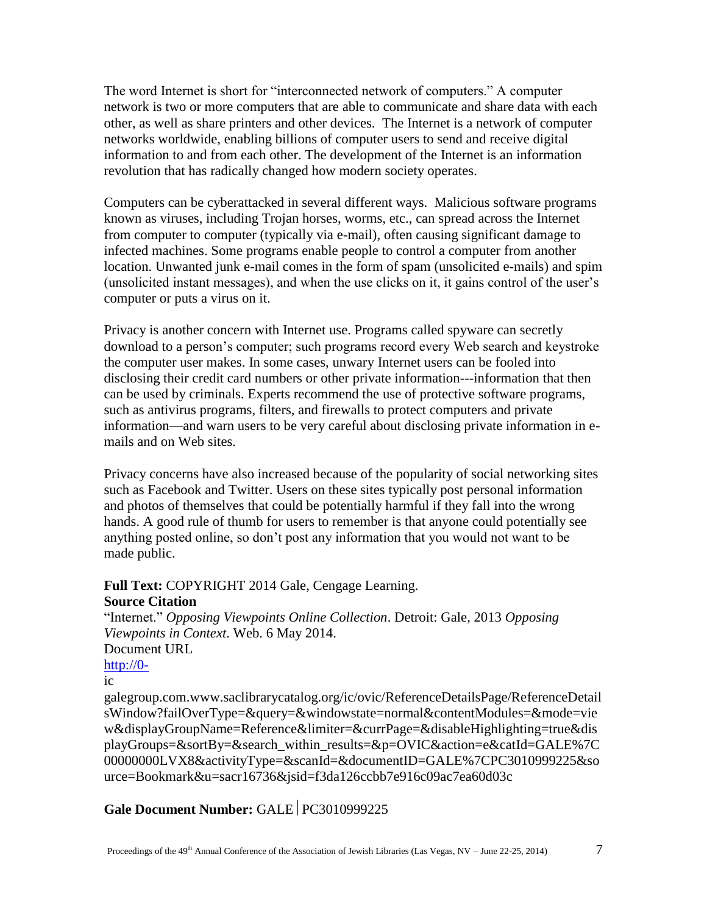The word Internet is short for "interconnected network of computers." A computer network is two or more computers that are able to communicate and share data with each other, as well as share printers and other devices. The Internet is a network of computer networks worldwide, enabling billions of computer users to send and receive digital information to and from each other. The development of the Internet is an information revolution that has radically changed how modern society operates.

Computers can be cyberattacked in several different ways. Malicious software programs known as viruses, including Trojan horses, worms, etc., can spread across the Internet from computer to computer (typically via e-mail), often causing significant damage to infected machines. Some programs enable people to control a computer from another location. Unwanted junk e-mail comes in the form of spam (unsolicited e-mails) and spim (unsolicited instant messages), and when the use clicks on it, it gains control of the user's computer or puts a virus on it.

Privacy is another concern with Internet use. Programs called spyware can secretly download to a person's computer; such programs record every Web search and keystroke the computer user makes. In some cases, unwary Internet users can be fooled into disclosing their credit card numbers or other private information---information that then can be used by criminals. Experts recommend the use of protective software programs, such as antivirus programs, filters, and firewalls to protect computers and private information—and warn users to be very careful about disclosing private information in e-mails and on Web sites.

Privacy concerns have also increased because of the popularity of social networking sites such as Facebook and Twitter. Users on these sites typically post personal information and photos of themselves that could be potentially harmful if they fall into the wrong hands. A good rule of thumb for users to remember is that anyone could potentially see anything posted online, so don't post any information that you would not want to be made public.

**Full Text:** COPYRIGHT 2014 Gale, Cengage Learning.
**Source Citation**
"Internet." *Opposing Viewpoints Online Collection*. Detroit: Gale, 2013 *Opposing Viewpoints in Context*. Web. 6 May 2014.
Document URL
http://0-
ic
galegroup.com.www.saclibrarycatalog.org/ic/ovic/ReferenceDetailsPage/ReferenceDetailsWindow?failOverType=&query=&windowstate=normal&contentModules=&mode=view&displayGroupName=Reference&limiter=&currPage=&disableHighlighting=true&displayGroups=&sortBy=&search_within_results=&p=OVIC&action=e&catId=GALE%7C00000000LVX8&activityType=&scanId=&documentID=GALE%7CPC3010999225&source=Bookmark&u=sacr16736&jsid=f3da126ccbb7e916c09ac7ea60d03c

**Gale Document Number:** GALE|PC3010999225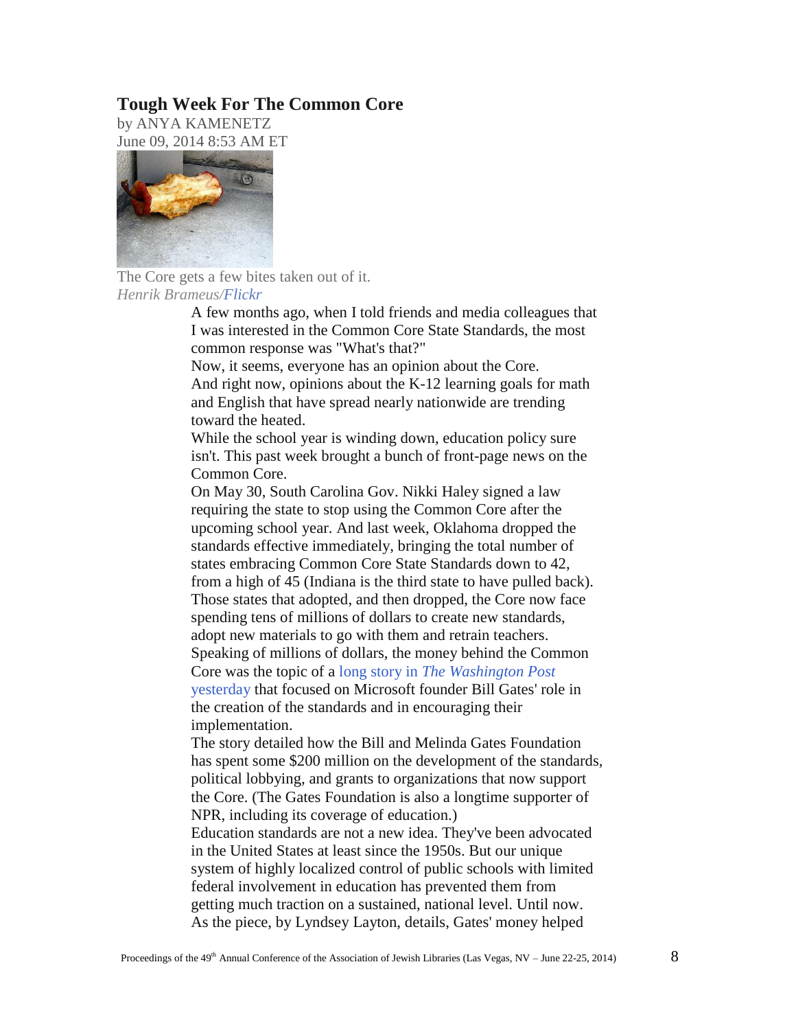## Tough Week For The Common Core

by ANYA KAMENETZ
June 09, 2014 8:53 AM ET

The Core gets a few bites taken out of it.
*Henrik Brameus/Flickr*

A few months ago, when I told friends and media colleagues that I was interested in the Common Core State Standards, the most common response was "What's that?"

Now, it seems, everyone has an opinion about the Core.

And right now, opinions about the K-12 learning goals for math and English that have spread nearly nationwide are trending toward the heated.

While the school year is winding down, education policy sure isn't. This past week brought a bunch of front-page news on the Common Core.

On May 30, South Carolina Gov. Nikki Haley signed a law requiring the state to stop using the Common Core after the upcoming school year. And last week, Oklahoma dropped the standards effective immediately, bringing the total number of states embracing Common Core State Standards down to 42, from a high of 45 (Indiana is the third state to have pulled back). Those states that adopted, and then dropped, the Core now face spending tens of millions of dollars to create new standards, adopt new materials to go with them and retrain teachers.

Speaking of millions of dollars, the money behind the Common Core was the topic of a long story in *The Washington Post* yesterday that focused on Microsoft founder Bill Gates' role in the creation of the standards and in encouraging their implementation.

The story detailed how the Bill and Melinda Gates Foundation has spent some $200 million on the development of the standards, political lobbying, and grants to organizations that now support the Core. (The Gates Foundation is also a longtime supporter of NPR, including its coverage of education.)

Education standards are not a new idea. They've been advocated in the United States at least since the 1950s. But our unique system of highly localized control of public schools with limited federal involvement in education has prevented them from getting much traction on a sustained, national level. Until now.

As the piece, by Lyndsey Layton, details, Gates' money helped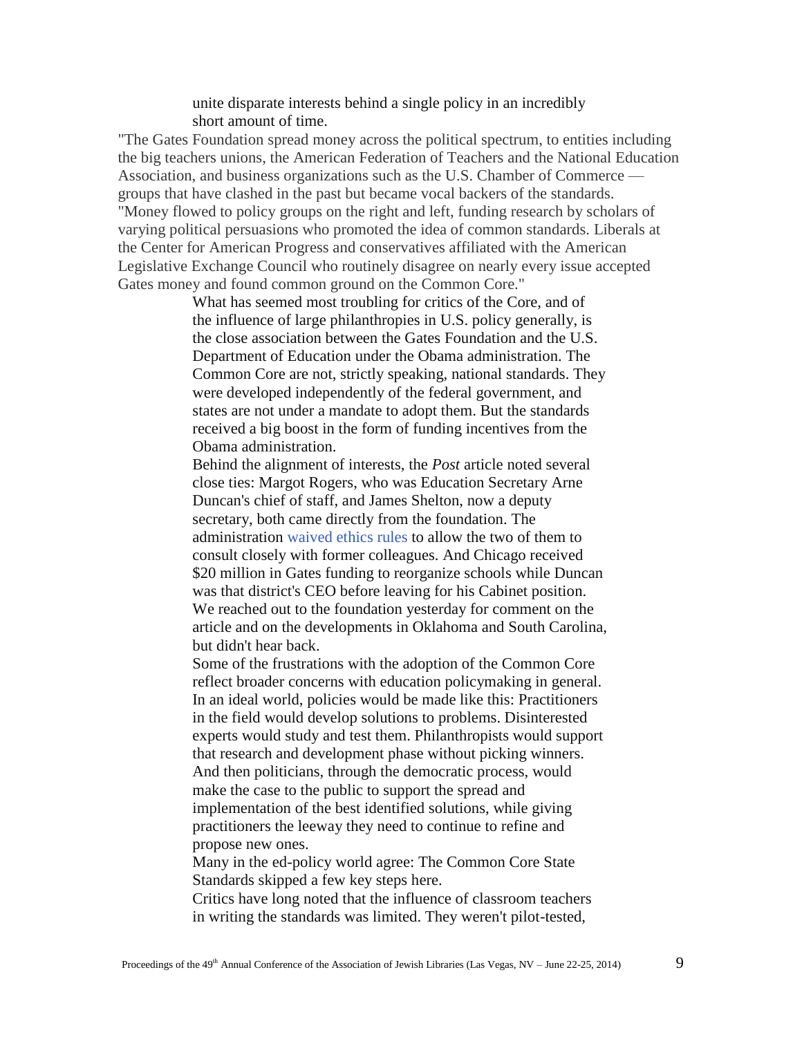unite disparate interests behind a single policy in an incredibly short amount of time.

"The Gates Foundation spread money across the political spectrum, to entities including the big teachers unions, the American Federation of Teachers and the National Education Association, and business organizations such as the U.S. Chamber of Commerce — groups that have clashed in the past but became vocal backers of the standards.

"Money flowed to policy groups on the right and left, funding research by scholars of varying political persuasions who promoted the idea of common standards. Liberals at the Center for American Progress and conservatives affiliated with the American Legislative Exchange Council who routinely disagree on nearly every issue accepted Gates money and found common ground on the Common Core."

What has seemed most troubling for critics of the Core, and of the influence of large philanthropies in U.S. policy generally, is the close association between the Gates Foundation and the U.S. Department of Education under the Obama administration. The Common Core are not, strictly speaking, national standards. They were developed independently of the federal government, and states are not under a mandate to adopt them. But the standards received a big boost in the form of funding incentives from the Obama administration.

Behind the alignment of interests, the *Post* article noted several close ties: Margot Rogers, who was Education Secretary Arne Duncan's chief of staff, and James Shelton, now a deputy secretary, both came directly from the foundation. The administration waived ethics rules to allow the two of them to consult closely with former colleagues. And Chicago received $20 million in Gates funding to reorganize schools while Duncan was that district's CEO before leaving for his Cabinet position.

We reached out to the foundation yesterday for comment on the article and on the developments in Oklahoma and South Carolina, but didn't hear back.

Some of the frustrations with the adoption of the Common Core reflect broader concerns with education policymaking in general. In an ideal world, policies would be made like this: Practitioners in the field would develop solutions to problems. Disinterested experts would study and test them. Philanthropists would support that research and development phase without picking winners. And then politicians, through the democratic process, would make the case to the public to support the spread and implementation of the best identified solutions, while giving practitioners the leeway they need to continue to refine and propose new ones.

Many in the ed-policy world agree: The Common Core State Standards skipped a few key steps here.

Critics have long noted that the influence of classroom teachers in writing the standards was limited. They weren't pilot-tested,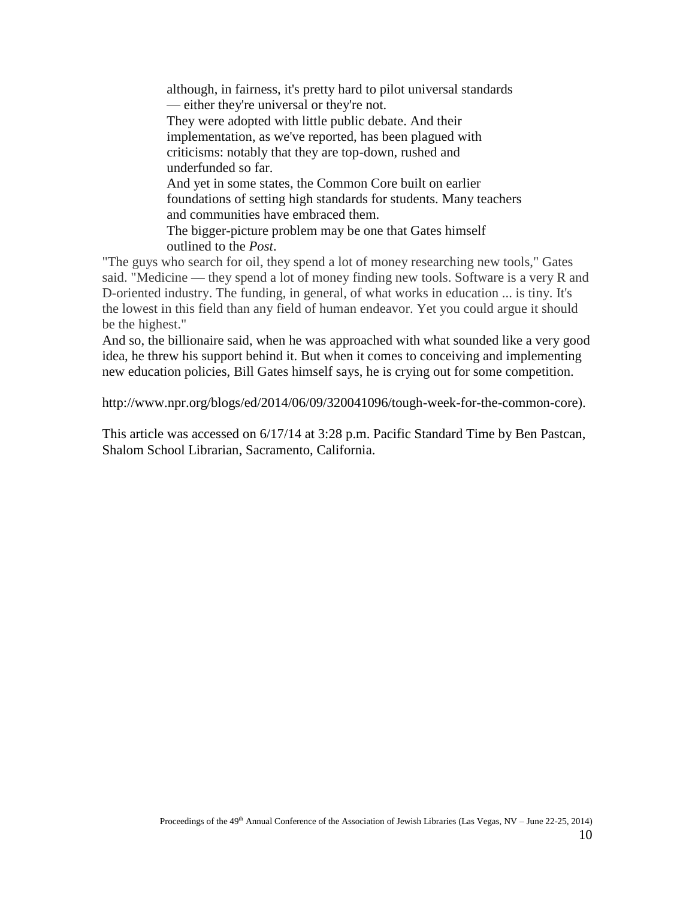> although, in fairness, it's pretty hard to pilot universal standards — either they're universal or they're not.
>
> They were adopted with little public debate. And their implementation, as we've reported, has been plagued with criticisms: notably that they are top-down, rushed and underfunded so far.
>
> And yet in some states, the Common Core built on earlier foundations of setting high standards for students. Many teachers and communities have embraced them.
>
> The bigger-picture problem may be one that Gates himself outlined to the *Post*.

"The guys who search for oil, they spend a lot of money researching new tools," Gates said. "Medicine — they spend a lot of money finding new tools. Software is a very R and D-oriented industry. The funding, in general, of what works in education ... is tiny. It's the lowest in this field than any field of human endeavor. Yet you could argue it should be the highest."

And so, the billionaire said, when he was approached with what sounded like a very good idea, he threw his support behind it. But when it comes to conceiving and implementing new education policies, Bill Gates himself says, he is crying out for some competition.

http://www.npr.org/blogs/ed/2014/06/09/320041096/tough-week-for-the-common-core).

This article was accessed on 6/17/14 at 3:28 p.m. Pacific Standard Time by Ben Pastcan, Shalom School Librarian, Sacramento, California.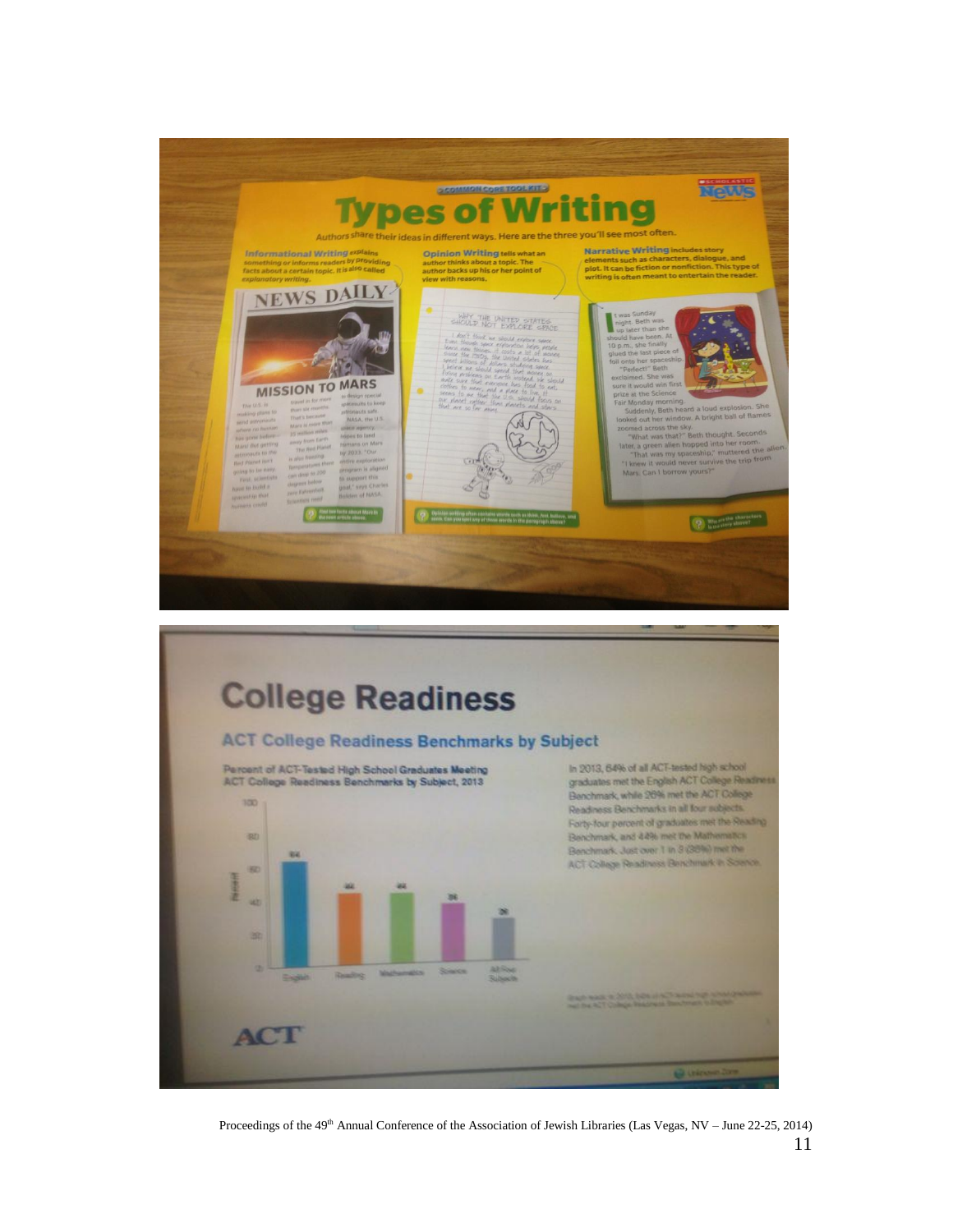COMMON CORE TOOLKIT

# Types of Writing

Authors share their ideas in different ways. Here are the three you'll see most often.

**Informational Writing** explains something or informs readers by providing facts about a certain topic. It is also called explanatory writing.

**Opinion Writing** tells what an author thinks about a topic. The author backs up his or her point of view with reasons.

**Narrative Writing** includes story elements such as characters, dialogue, and plot. It can be fiction or nonfiction. This type of writing is often meant to entertain the reader.

NEWS DAILY

MISSION TO MARS

WHY THE UNITED STATES SHOULD NOT EXPLORE SPACE

It was Sunday night. Beth was up later than she should have been. At 10 p.m., she finally glued the last piece of foil onto her spaceship. "Perfect!" Beth exclaimed. She was sure it would win first prize at the Science Fair Monday morning.

Suddenly, Beth heard a loud explosion. She looked out her window. A bright ball of flames zoomed across the sky.

"What was that?" Beth thought. Seconds later, a green alien hopped into her room.

"That was my spaceship," muttered the alien. "I knew it would never survive the trip from Mars. Can I borrow yours?"

# College Readiness

## ACT College Readiness Benchmarks by Subject

Percent of ACT-Tested High School Graduates Meeting ACT College Readiness Benchmarks by Subject, 2013

| Subject | Percent |
| --- | --- |
| English | 64 |
| Reading | 44 |
| Mathematics | 44 |
| Science | 36 |
| All Four Subjects | 26 |

In 2013, 64% of all ACT-tested high school graduates met the English ACT College Readiness Benchmark, while 26% met the ACT College Readiness Benchmarks in all four subjects. Forty-four percent of graduates met the Reading Benchmark, and 44% met the Mathematics Benchmark. Just over 1 in 3 (36%) met the ACT College Readiness Benchmark in Science.

ACT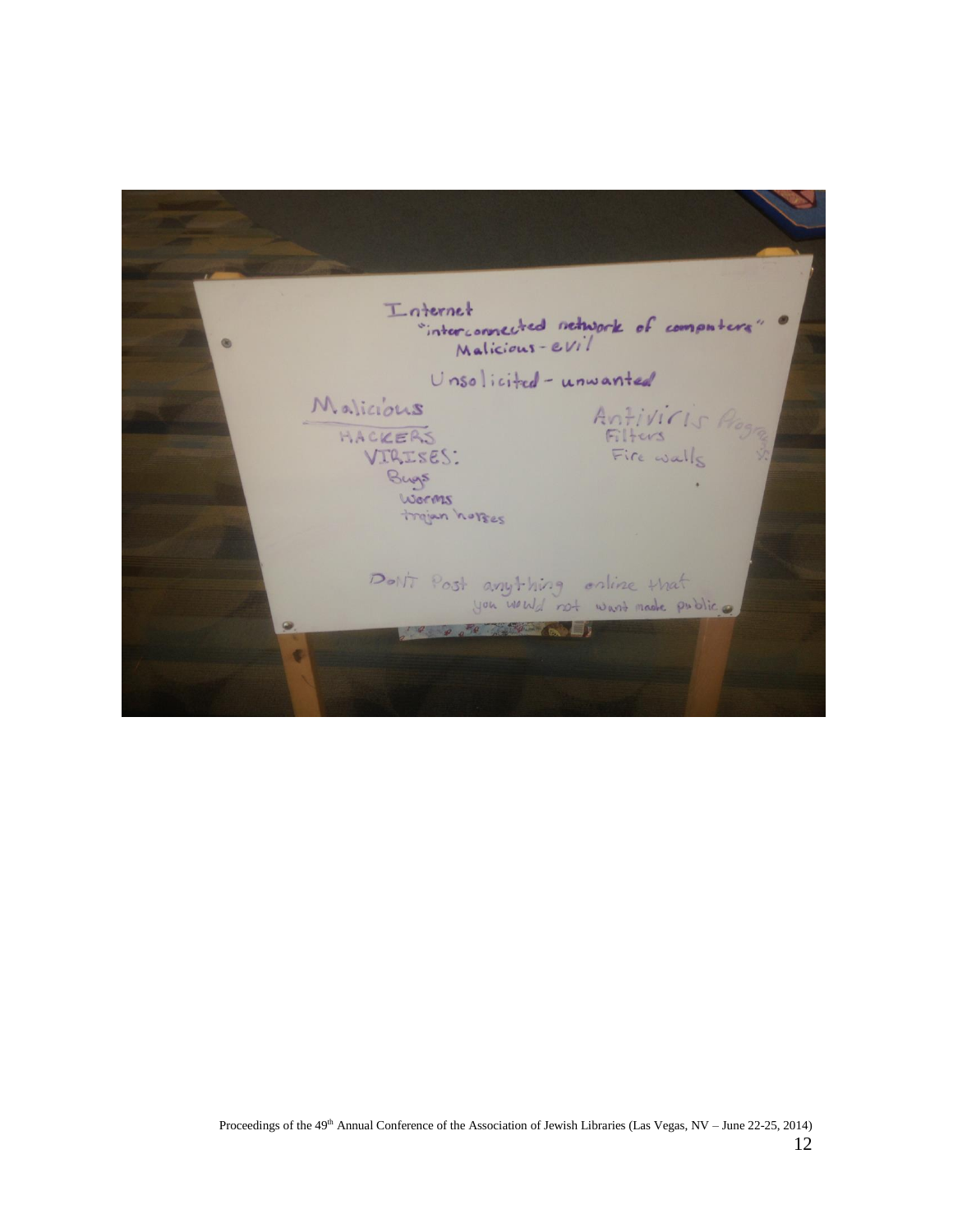Internet
"interconnected network of computers"
Malicious - evil

Unsolicited - unwanted

Malicious
HACKERS
VIRISES:
Bugs
Worms
trojan horses

Antiviris Programs:
Filters
Fire walls

DoN'T Post anything online that you would not want made public